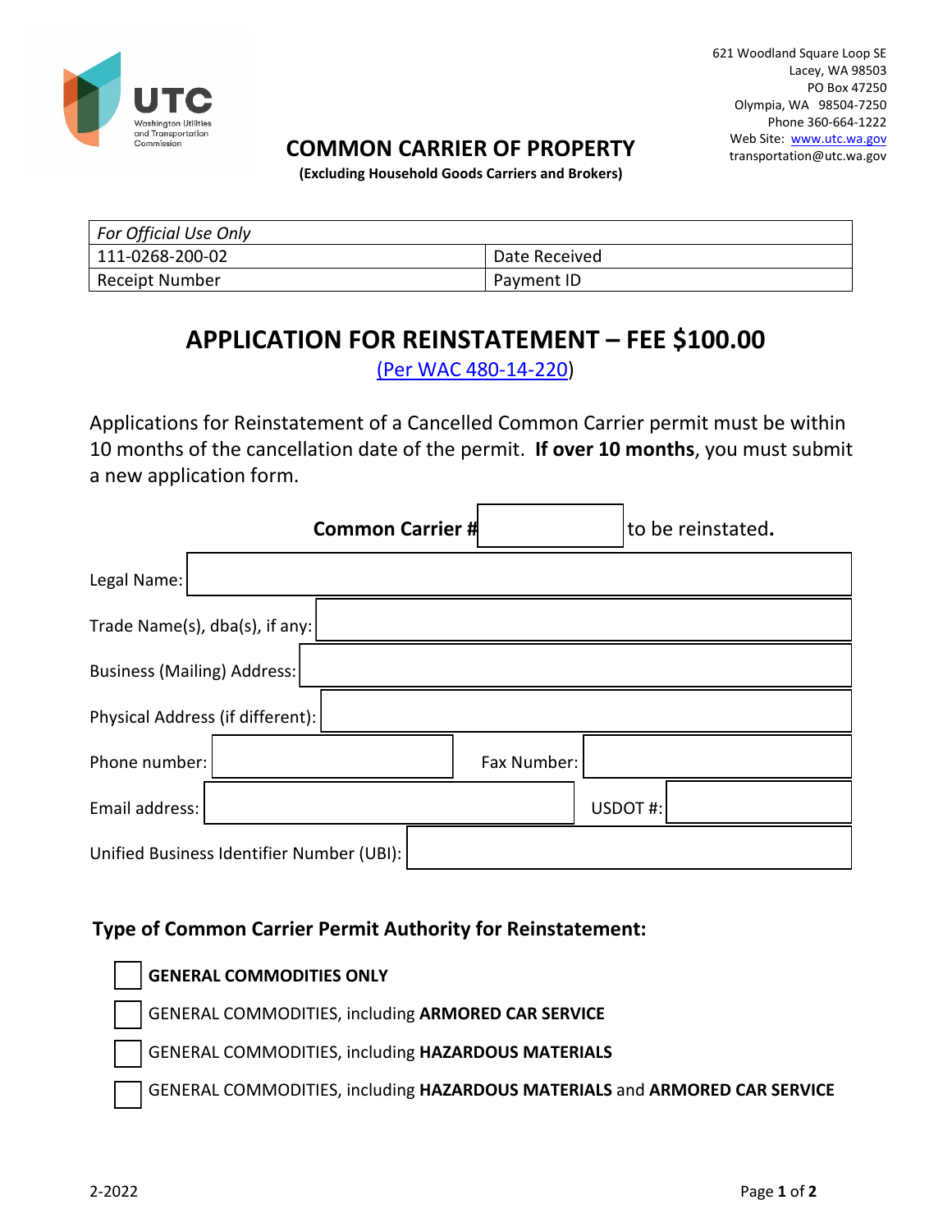UTC Washington Utilities and Transportation Commission

621 Woodland Square Loop SE
Lacey, WA 98503
PO Box 47250
Olympia, WA 98504-7250
Phone 360-664-1222
Web Site: www.utc.wa.gov
transportation@utc.wa.gov

# COMMON CARRIER OF PROPERTY

**(Excluding Household Goods Carriers and Brokers)**

| *For Official Use Only* | |
|---|---|
| 111-0268-200-02 | Date Received |
| Receipt Number | Payment ID |

## APPLICATION FOR REINSTATEMENT – FEE $100.00

(Per WAC 480-14-220)

Applications for Reinstatement of a Cancelled Common Carrier permit must be within 10 months of the cancellation date of the permit. **If over 10 months**, you must submit a new application form.

**Common Carrier #** ____________ to be reinstated**.**

Legal Name: ____________

Trade Name(s), dba(s), if any: ____________

Business (Mailing) Address: ____________

Physical Address (if different): ____________

Phone number: ____________ Fax Number: ____________

Email address: ____________ USDOT #: ____________

Unified Business Identifier Number (UBI): ____________

### Type of Common Carrier Permit Authority for Reinstatement:

- ☐ **GENERAL COMMODITIES ONLY**
- ☐ GENERAL COMMODITIES, including **ARMORED CAR SERVICE**
- ☐ GENERAL COMMODITIES, including **HAZARDOUS MATERIALS**
- ☐ GENERAL COMMODITIES, including **HAZARDOUS MATERIALS** and **ARMORED CAR SERVICE**

2-2022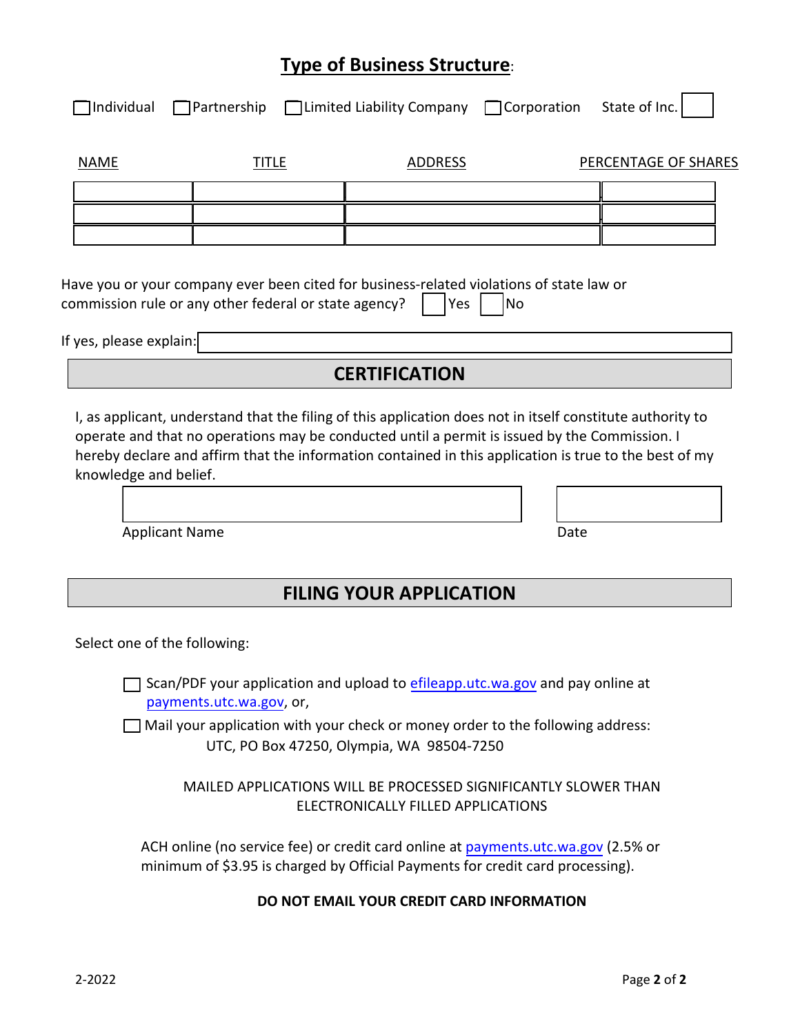## Type of Business Structure:

☐ Individual ☐ Partnership ☐ Limited Liability Company ☐ Corporation State of Inc. ☐

| NAME | TITLE | ADDRESS | PERCENTAGE OF SHARES |
| --- | --- | --- | --- |
| | | | |
| | | | |
| | | | |

Have you or your company ever been cited for business-related violations of state law or commission rule or any other federal or state agency? ☐ Yes ☐ No

If yes, please explain: ____________________

## CERTIFICATION

I, as applicant, understand that the filing of this application does not in itself constitute authority to operate and that no operations may be conducted until a permit is issued by the Commission. I hereby declare and affirm that the information contained in this application is true to the best of my knowledge and belief.

Applicant Name: ____________________ Date: __________

## FILING YOUR APPLICATION

Select one of the following:

☐ Scan/PDF your application and upload to efileapp.utc.wa.gov and pay online at payments.utc.wa.gov, or,

☐ Mail your application with your check or money order to the following address:
UTC, PO Box 47250, Olympia, WA 98504-7250

MAILED APPLICATIONS WILL BE PROCESSED SIGNIFICANTLY SLOWER THAN ELECTRONICALLY FILLED APPLICATIONS

ACH online (no service fee) or credit card online at payments.utc.wa.gov (2.5% or minimum of $3.95 is charged by Official Payments for credit card processing).

**DO NOT EMAIL YOUR CREDIT CARD INFORMATION**

2-2022